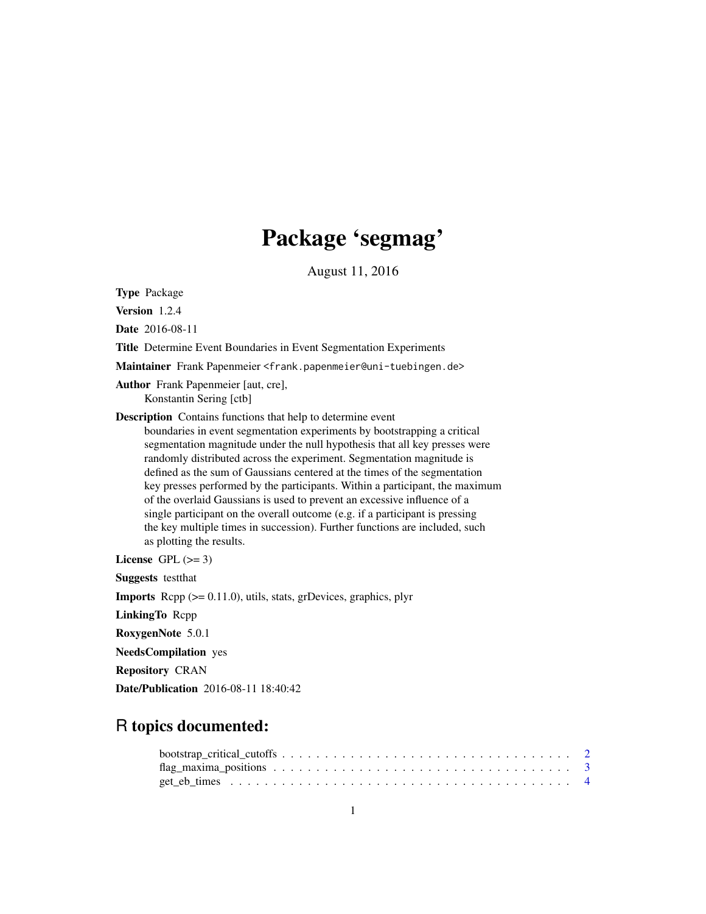# Package 'segmag'

August 11, 2016

**Type** Package

**Version** 1.2.4

**Date** 2016-08-11

**Title** Determine Event Boundaries in Event Segmentation Experiments

**Maintainer** Frank Papenmeier <frank.papenmeier@uni-tuebingen.de>

**Author** Frank Papenmeier [aut, cre],
Konstantin Sering [ctb]

**Description** Contains functions that help to determine event boundaries in event segmentation experiments by bootstrapping a critical segmentation magnitude under the null hypothesis that all key presses were randomly distributed across the experiment. Segmentation magnitude is defined as the sum of Gaussians centered at the times of the segmentation key presses performed by the participants. Within a participant, the maximum of the overlaid Gaussians is used to prevent an excessive influence of a single participant on the overall outcome (e.g. if a participant is pressing the key multiple times in succession). Further functions are included, such as plotting the results.

**License** GPL (>= 3)

**Suggests** testthat

**Imports** Rcpp (>= 0.11.0), utils, stats, grDevices, graphics, plyr

**LinkingTo** Rcpp

**RoxygenNote** 5.0.1

**NeedsCompilation** yes

**Repository** CRAN

**Date/Publication** 2016-08-11 18:40:42

## R topics documented:

bootstrap_critical_cutoffs . . . . . . . . . . . . . . . . . . . . . . . . . . . . . . . . . . 2
flag_maxima_positions . . . . . . . . . . . . . . . . . . . . . . . . . . . . . . . . . . . 3
get_eb_times . . . . . . . . . . . . . . . . . . . . . . . . . . . . . . . . . . . . . . . . 4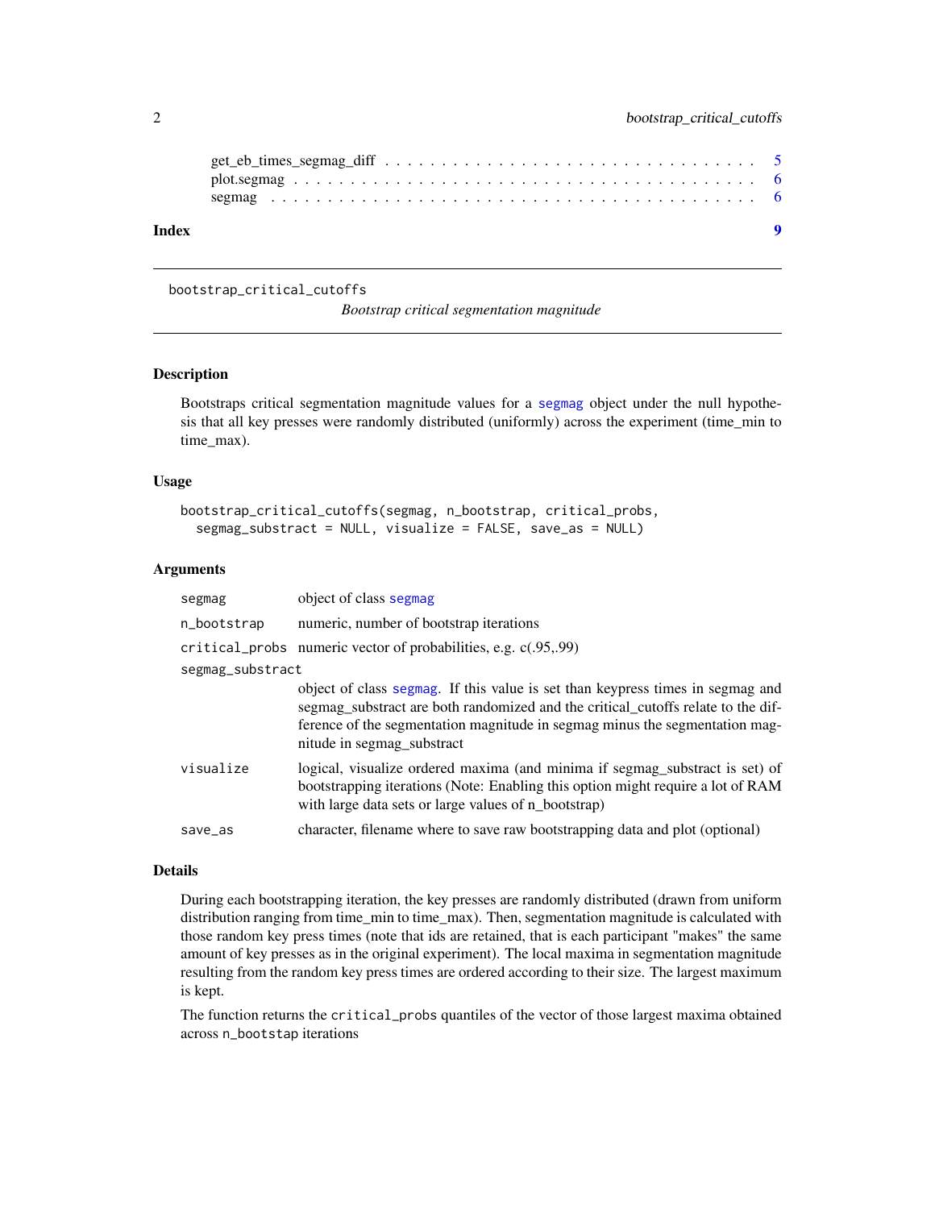get_eb_times_segmag_diff . . . . . . . . . . . . . . . . . . . . . . . . . . . . . . . 5
plot.segmag . . . . . . . . . . . . . . . . . . . . . . . . . . . . . . . . . . . . . 6
segmag . . . . . . . . . . . . . . . . . . . . . . . . . . . . . . . . . . . . . . . 6

**Index** **9**

---

bootstrap_critical_cutoffs    *Bootstrap critical segmentation magnitude*

---

## Description

Bootstraps critical segmentation magnitude values for a segmag object under the null hypothesis that all key presses were randomly distributed (uniformly) across the experiment (time_min to time_max).

## Usage

```
bootstrap_critical_cutoffs(segmag, n_bootstrap, critical_probs,
  segmag_substract = NULL, visualize = FALSE, save_as = NULL)
```

## Arguments

| | |
|---|---|
| segmag | object of class segmag |
| n_bootstrap | numeric, number of bootstrap iterations |
| critical_probs | numeric vector of probabilities, e.g. c(.95,.99) |
| segmag_substract | object of class segmag. If this value is set than keypress times in segmag and segmag_substract are both randomized and the critical_cutoffs relate to the difference of the segmentation magnitude in segmag minus the segmentation magnitude in segmag_substract |
| visualize | logical, visualize ordered maxima (and minima if segmag_substract is set) of bootstrapping iterations (Note: Enabling this option might require a lot of RAM with large data sets or large values of n_bootstrap) |
| save_as | character, filename where to save raw bootstrapping data and plot (optional) |

## Details

During each bootstrapping iteration, the key presses are randomly distributed (drawn from uniform distribution ranging from time_min to time_max). Then, segmentation magnitude is calculated with those random key press times (note that ids are retained, that is each participant "makes" the same amount of key presses as in the original experiment). The local maxima in segmentation magnitude resulting from the random key press times are ordered according to their size. The largest maximum is kept.

The function returns the `critical_probs` quantiles of the vector of those largest maxima obtained across `n_bootstap` iterations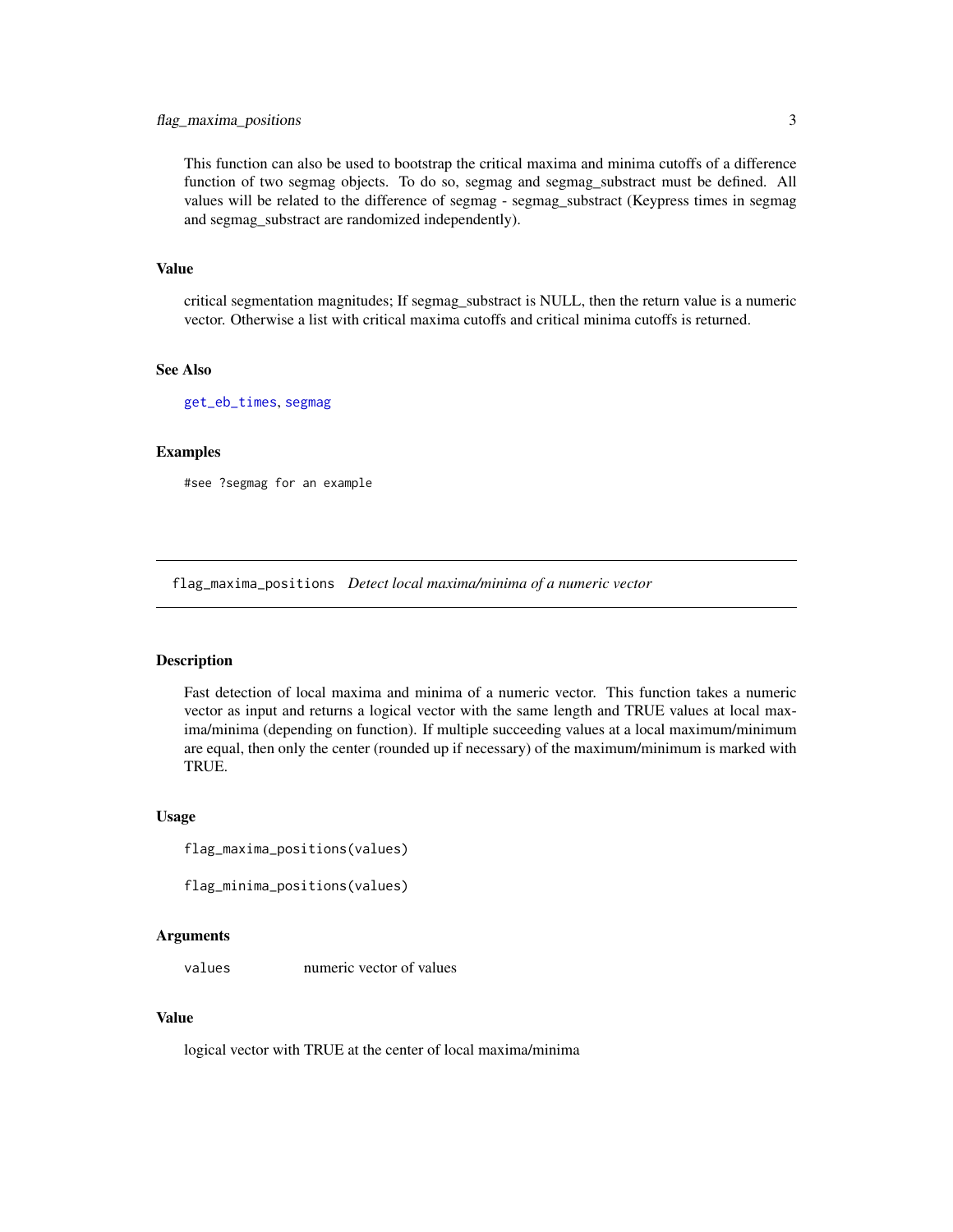This function can also be used to bootstrap the critical maxima and minima cutoffs of a difference function of two segmag objects. To do so, segmag and segmag_substract must be defined. All values will be related to the difference of segmag - segmag_substract (Keypress times in segmag and segmag_substract are randomized independently).

### Value

critical segmentation magnitudes; If segmag_substract is NULL, then the return value is a numeric vector. Otherwise a list with critical maxima cutoffs and critical minima cutoffs is returned.

### See Also

get_eb_times, segmag

### Examples

```
#see ?segmag for an example
```

---

## flag_maxima_positions *Detect local maxima/minima of a numeric vector*

### Description

Fast detection of local maxima and minima of a numeric vector. This function takes a numeric vector as input and returns a logical vector with the same length and TRUE values at local maxima/minima (depending on function). If multiple succeeding values at a local maximum/minimum are equal, then only the center (rounded up if necessary) of the maximum/minimum is marked with TRUE.

### Usage

```
flag_maxima_positions(values)

flag_minima_positions(values)
```

### Arguments

| | |
|---|---|
| values | numeric vector of values |

### Value

logical vector with TRUE at the center of local maxima/minima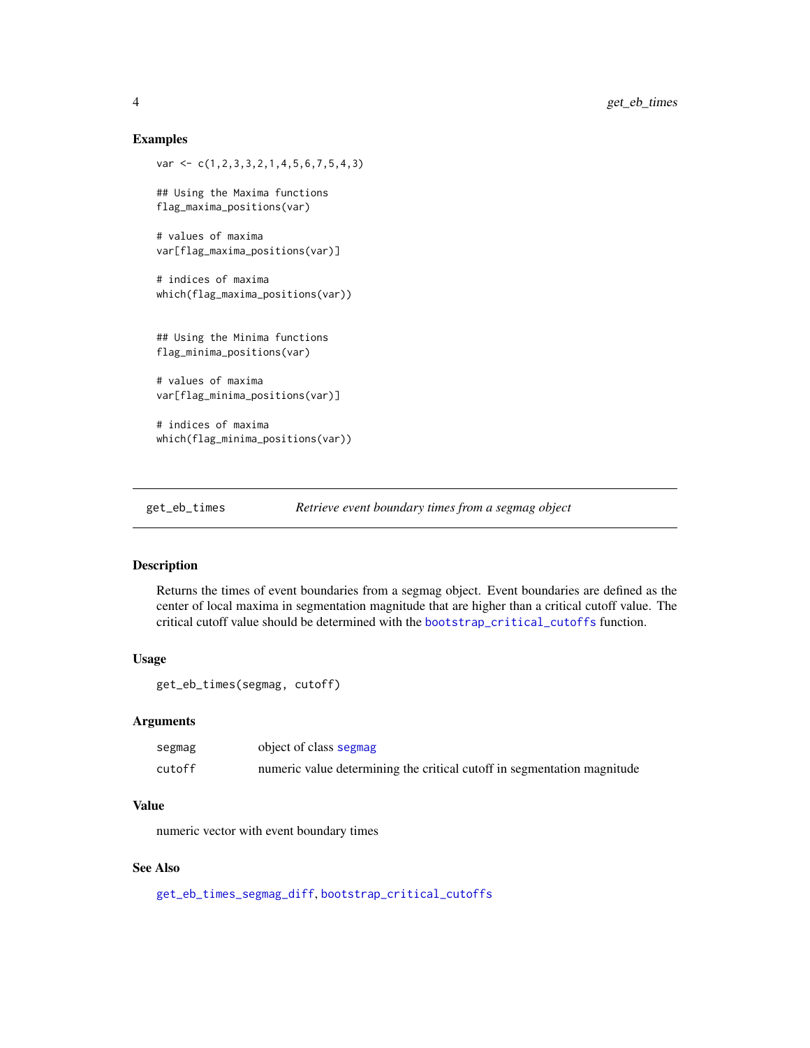### Examples

```
var <- c(1,2,3,3,2,1,4,5,6,7,5,4,3)

## Using the Maxima functions
flag_maxima_positions(var)

# values of maxima
var[flag_maxima_positions(var)]

# indices of maxima
which(flag_maxima_positions(var))


## Using the Minima functions
flag_minima_positions(var)

# values of maxima
var[flag_minima_positions(var)]

# indices of maxima
which(flag_minima_positions(var))
```

---

## get_eb_times — *Retrieve event boundary times from a segmag object*

---

### Description

Returns the times of event boundaries from a segmag object. Event boundaries are defined as the center of local maxima in segmentation magnitude that are higher than a critical cutoff value. The critical cutoff value should be determined with the bootstrap_critical_cutoffs function.

### Usage

```
get_eb_times(segmag, cutoff)
```

### Arguments

| | |
|---|---|
| segmag | object of class segmag |
| cutoff | numeric value determining the critical cutoff in segmentation magnitude |

### Value

numeric vector with event boundary times

### See Also

get_eb_times_segmag_diff, bootstrap_critical_cutoffs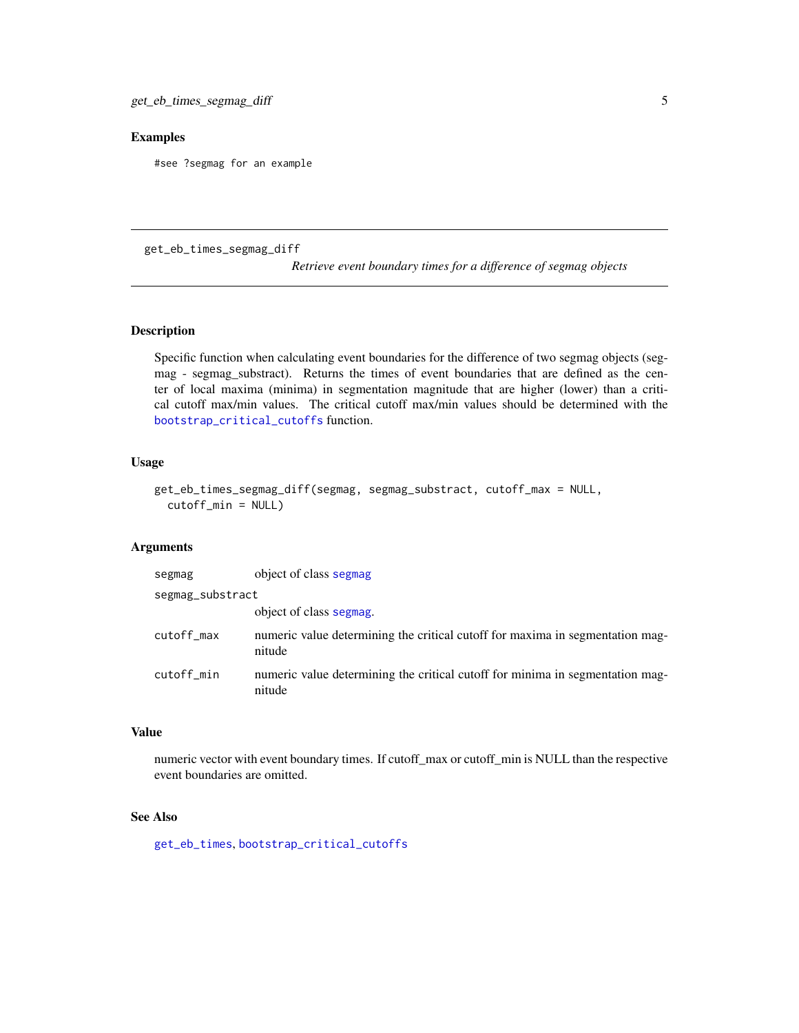## Examples

```
#see ?segmag for an example
```

---

`get_eb_times_segmag_diff` *Retrieve event boundary times for a difference of segmag objects*

---

### Description

Specific function when calculating event boundaries for the difference of two segmag objects (segmag - segmag_substract). Returns the times of event boundaries that are defined as the center of local maxima (minima) in segmentation magnitude that are higher (lower) than a critical cutoff max/min values. The critical cutoff max/min values should be determined with the `bootstrap_critical_cutoffs` function.

### Usage

```
get_eb_times_segmag_diff(segmag, segmag_substract, cutoff_max = NULL,
  cutoff_min = NULL)
```

### Arguments

| | |
|---|---|
| `segmag` | object of class `segmag` |
| `segmag_substract` | object of class `segmag`. |
| `cutoff_max` | numeric value determining the critical cutoff for maxima in segmentation magnitude |
| `cutoff_min` | numeric value determining the critical cutoff for minima in segmentation magnitude |

### Value

numeric vector with event boundary times. If cutoff_max or cutoff_min is NULL than the respective event boundaries are omitted.

### See Also

`get_eb_times`, `bootstrap_critical_cutoffs`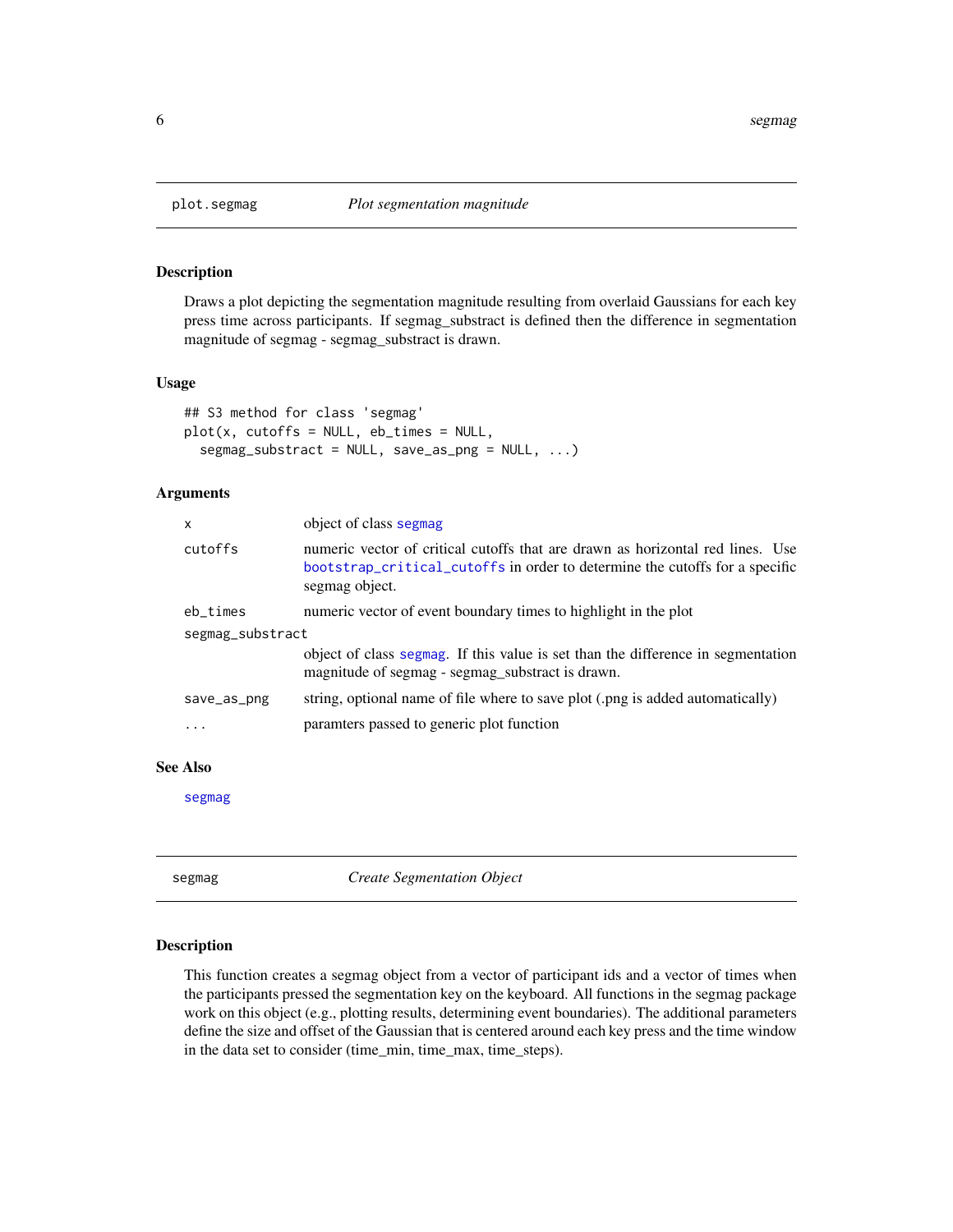## plot.segmag — *Plot segmentation magnitude*

### Description

Draws a plot depicting the segmentation magnitude resulting from overlaid Gaussians for each key press time across participants. If segmag_substract is defined then the difference in segmentation magnitude of segmag - segmag_substract is drawn.

### Usage

```
## S3 method for class 'segmag'
plot(x, cutoffs = NULL, eb_times = NULL,
  segmag_substract = NULL, save_as_png = NULL, ...)
```

### Arguments

| | |
|---|---|
| `x` | object of class `segmag` |
| `cutoffs` | numeric vector of critical cutoffs that are drawn as horizontal red lines. Use `bootstrap_critical_cutoffs` in order to determine the cutoffs for a specific segmag object. |
| `eb_times` | numeric vector of event boundary times to highlight in the plot |
| `segmag_substract` | object of class `segmag`. If this value is set than the difference in segmentation magnitude of segmag - segmag_substract is drawn. |
| `save_as_png` | string, optional name of file where to save plot (.png is added automatically) |
| `...` | paramters passed to generic plot function |

### See Also

`segmag`

## segmag — *Create Segmentation Object*

### Description

This function creates a segmag object from a vector of participant ids and a vector of times when the participants pressed the segmentation key on the keyboard. All functions in the segmag package work on this object (e.g., plotting results, determining event boundaries). The additional parameters define the size and offset of the Gaussian that is centered around each key press and the time window in the data set to consider (time_min, time_max, time_steps).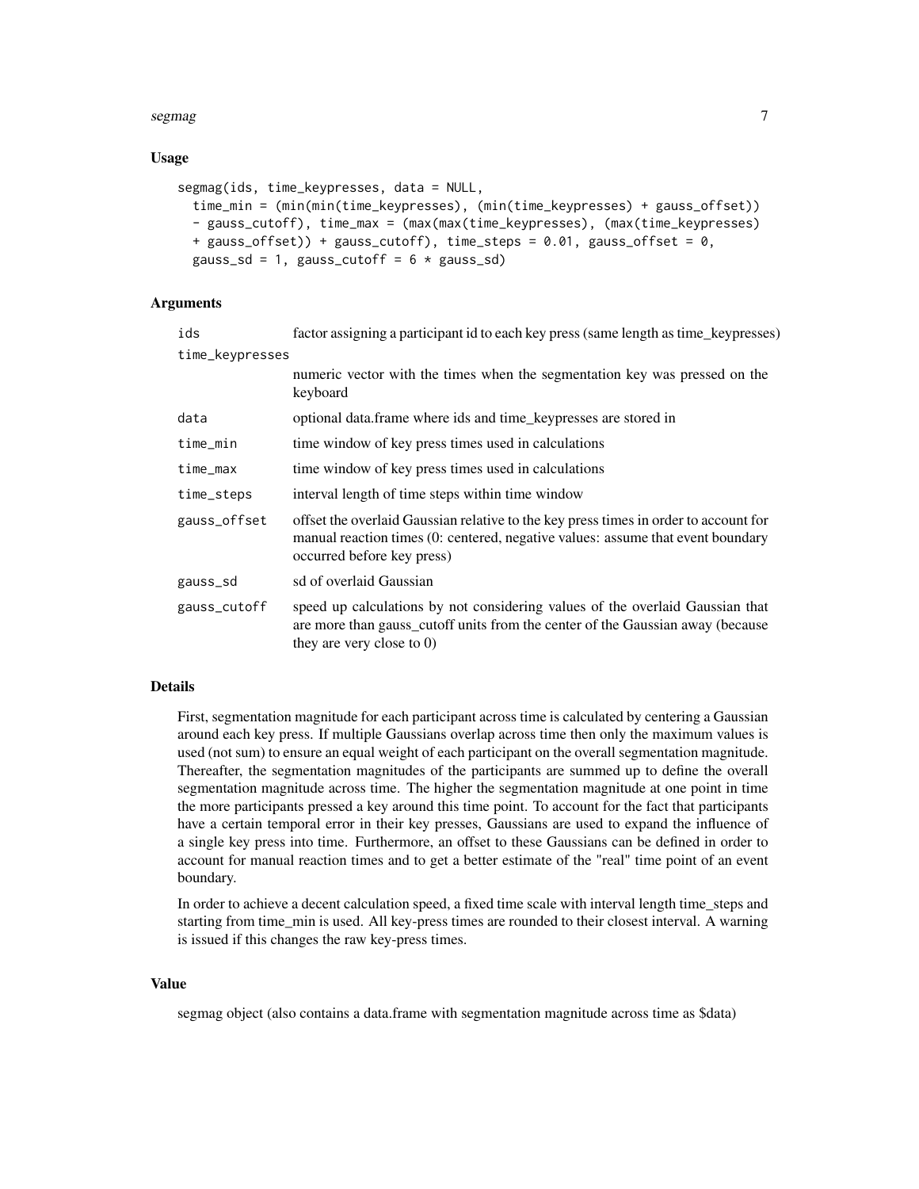### Usage

```
segmag(ids, time_keypresses, data = NULL,
  time_min = (min(min(time_keypresses), (min(time_keypresses) + gauss_offset))
  - gauss_cutoff), time_max = (max(max(time_keypresses), (max(time_keypresses)
  + gauss_offset)) + gauss_cutoff), time_steps = 0.01, gauss_offset = 0,
  gauss_sd = 1, gauss_cutoff = 6 * gauss_sd)
```

### Arguments

| | |
|---|---|
| ids | factor assigning a participant id to each key press (same length as time_keypresses) |
| time_keypresses | numeric vector with the times when the segmentation key was pressed on the keyboard |
| data | optional data.frame where ids and time_keypresses are stored in |
| time_min | time window of key press times used in calculations |
| time_max | time window of key press times used in calculations |
| time_steps | interval length of time steps within time window |
| gauss_offset | offset the overlaid Gaussian relative to the key press times in order to account for manual reaction times (0: centered, negative values: assume that event boundary occurred before key press) |
| gauss_sd | sd of overlaid Gaussian |
| gauss_cutoff | speed up calculations by not considering values of the overlaid Gaussian that are more than gauss_cutoff units from the center of the Gaussian away (because they are very close to 0) |

### Details

First, segmentation magnitude for each participant across time is calculated by centering a Gaussian around each key press. If multiple Gaussians overlap across time then only the maximum values is used (not sum) to ensure an equal weight of each participant on the overall segmentation magnitude. Thereafter, the segmentation magnitudes of the participants are summed up to define the overall segmentation magnitude across time. The higher the segmentation magnitude at one point in time the more participants pressed a key around this time point. To account for the fact that participants have a certain temporal error in their key presses, Gaussians are used to expand the influence of a single key press into time. Furthermore, an offset to these Gaussians can be defined in order to account for manual reaction times and to get a better estimate of the "real" time point of an event boundary.

In order to achieve a decent calculation speed, a fixed time scale with interval length time_steps and starting from time_min is used. All key-press times are rounded to their closest interval. A warning is issued if this changes the raw key-press times.

### Value

segmag object (also contains a data.frame with segmentation magnitude across time as $data)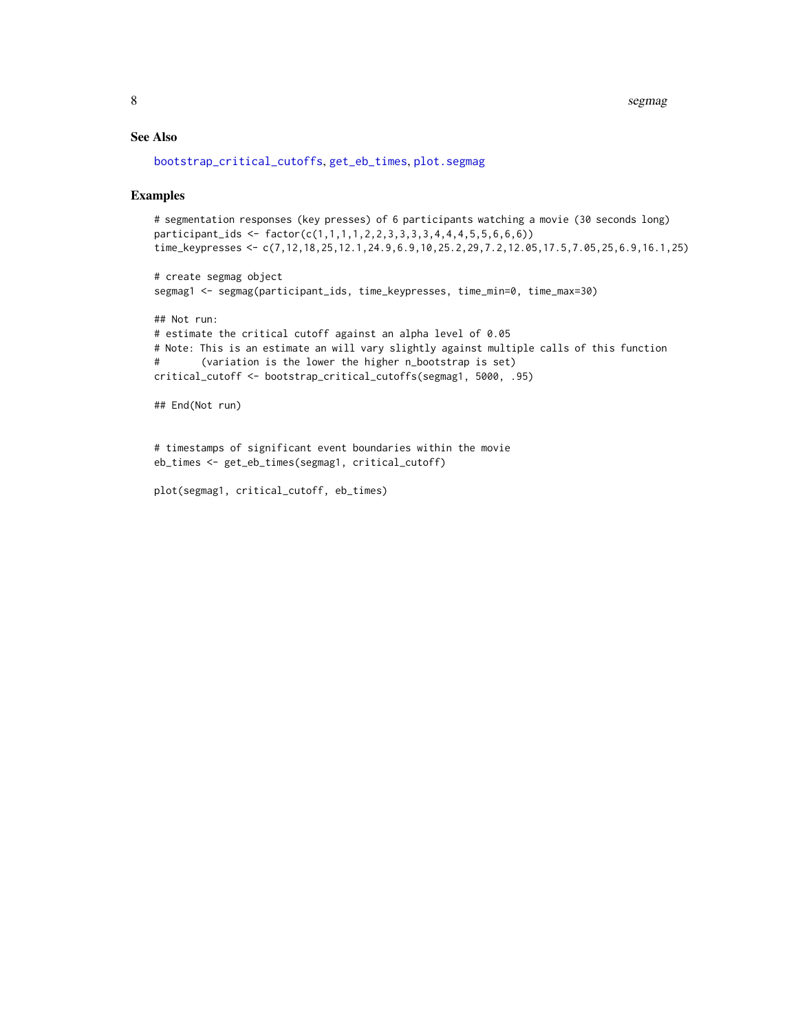## See Also

bootstrap_critical_cutoffs, get_eb_times, plot.segmag

## Examples

```
# segmentation responses (key presses) of 6 participants watching a movie (30 seconds long)
participant_ids <- factor(c(1,1,1,1,2,2,3,3,3,3,4,4,5,5,6,6,6))
time_keypresses <- c(7,12,18,25,12.1,24.9,6.9,10,25.2,29,7.2,12.05,17.5,7.05,25,6.9,16.1,25)

# create segmag object
segmag1 <- segmag(participant_ids, time_keypresses, time_min=0, time_max=30)

## Not run:
# estimate the critical cutoff against an alpha level of 0.05
# Note: This is an estimate an will vary slightly against multiple calls of this function
#       (variation is the lower the higher n_bootstrap is set)
critical_cutoff <- bootstrap_critical_cutoffs(segmag1, 5000, .95)

## End(Not run)


# timestamps of significant event boundaries within the movie
eb_times <- get_eb_times(segmag1, critical_cutoff)

plot(segmag1, critical_cutoff, eb_times)
```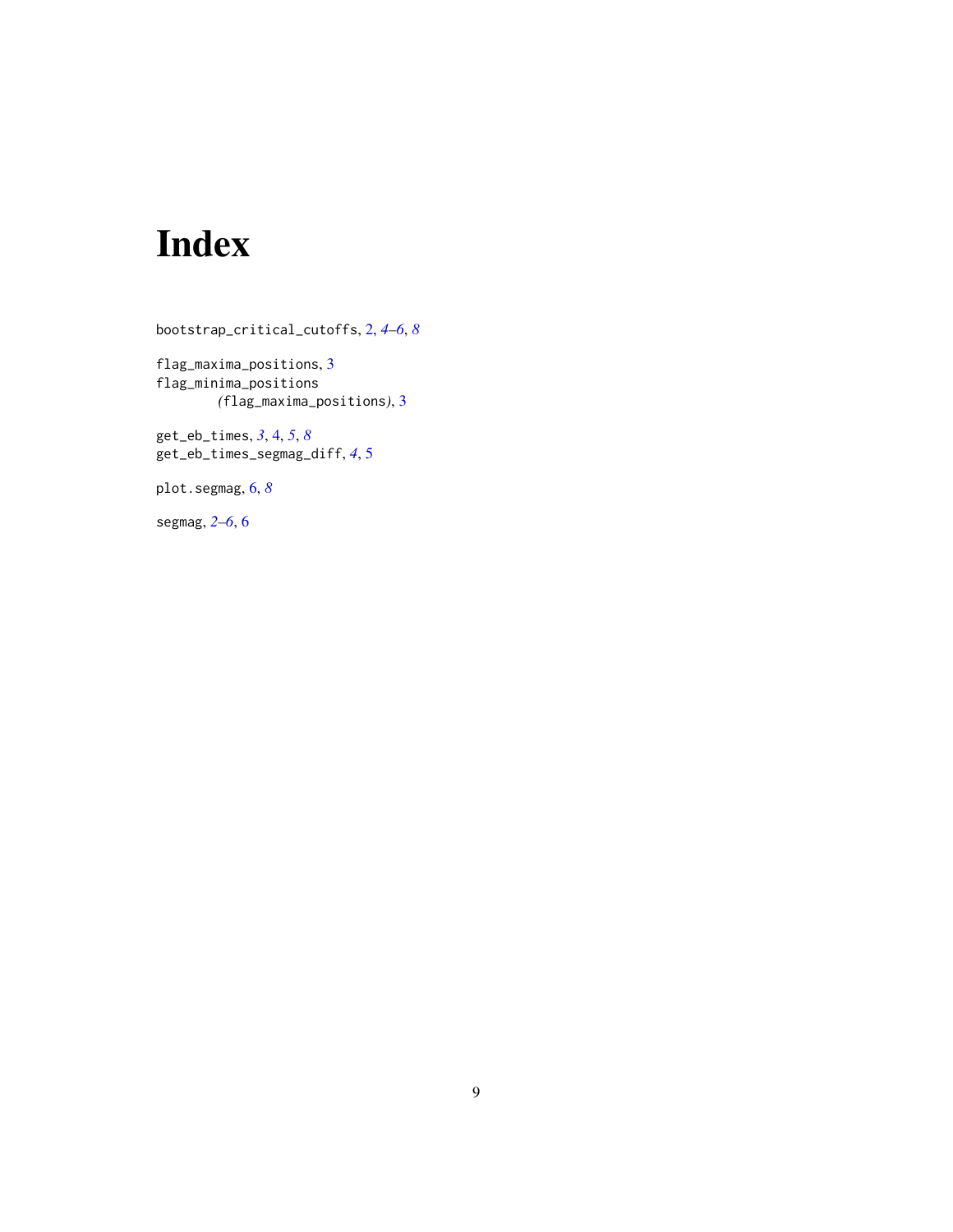# Index

bootstrap_critical_cutoffs, 2, *4–6*, *8*

flag_maxima_positions, 3
flag_minima_positions
        *(*flag_maxima_positions*)*, 3

get_eb_times, *3*, 4, *5*, *8*
get_eb_times_segmag_diff, *4*, 5

plot.segmag, 6, *8*

segmag, *2–6*, 6